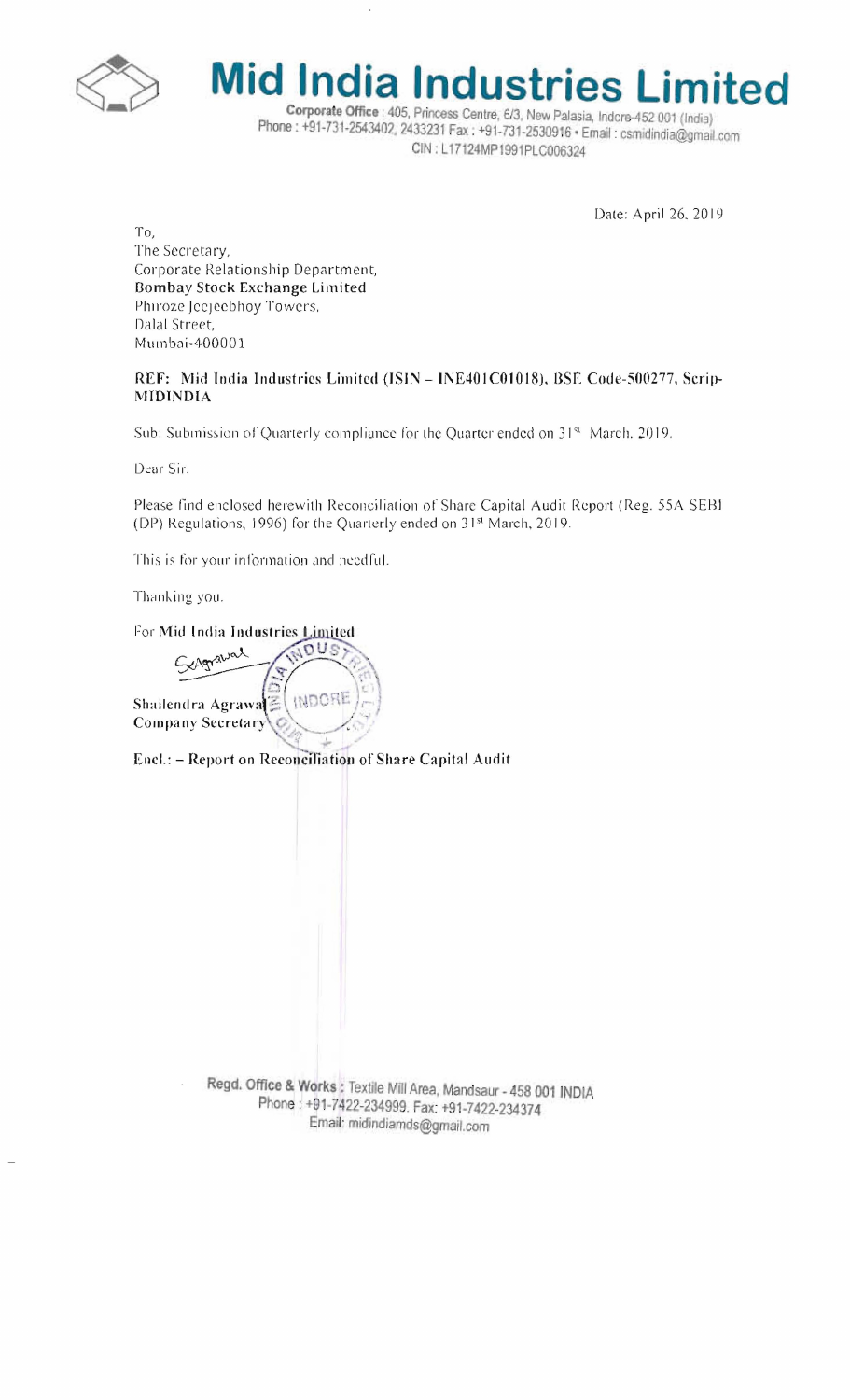# Mid India Industries Limited

**Corporate Office** : 405, Princess Centre, 6/3, New Palasia, Indore-452 001 (India)
Phone : +91-731-2543402, 2433231 Fax : +91-731-2530916 • Email : csmidindia@gmail.com
CIN : L17124MP1991PLC006324

Date: April 26, 2019

To,
The Secretary,
Corporate Relationship Department,
**Bombay Stock Exchange Limited**
Phiroze Jeejeebhoy Towers,
Dalal Street,
Mumbai-400001

**REF: Mid India Industries Limited (ISIN – INE401C01018), BSE Code-500277, Scrip-MIDINDIA**

Sub: Submission of Quarterly compliance for the Quarter ended on 31st March, 2019.

Dear Sir,

Please find enclosed herewith Reconciliation of Share Capital Audit Report (Reg. 55A SEBI (DP) Regulations, 1996) for the Quarterly ended on 31st March, 2019.

This is for your information and needful.

Thanking you.

For **Mid India Industries Limited**

**Shailendra Agrawal**
**Company Secretary**

**Encl.: – Report on Reconciliation of Share Capital Audit**

**Regd. Office & Works** : Textile Mill Area, Mandsaur - 458 001 INDIA
Phone : +91-7422-234999. Fax: +91-7422-234374
Email: midindiamds@gmail.com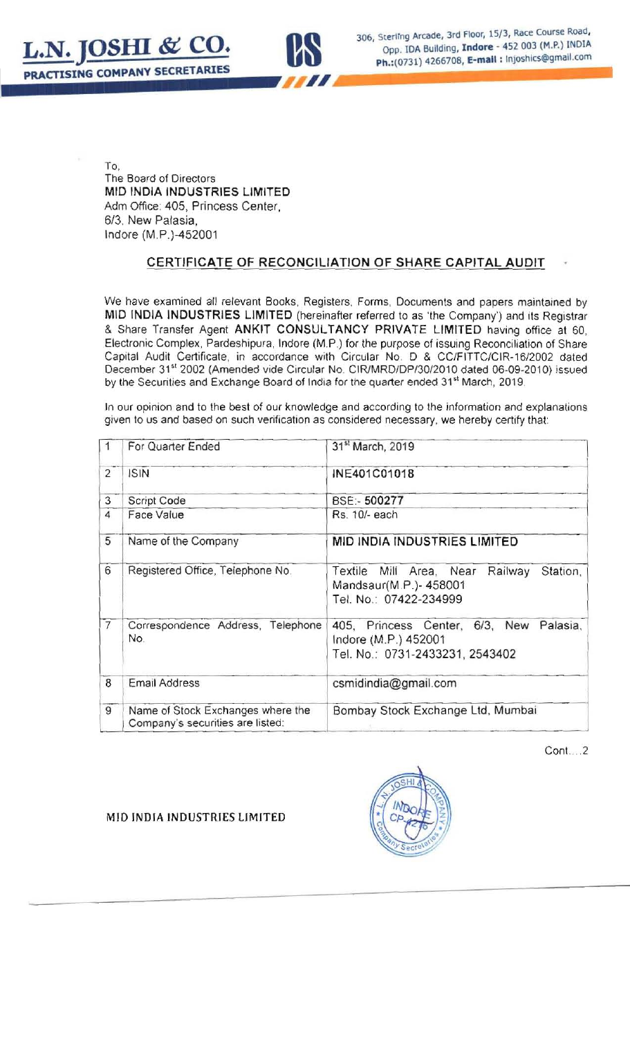To,
The Board of Directors
**MID INDIA INDUSTRIES LIMITED**
Adm Office: 405, Princess Center,
6/3, New Palasia,
Indore (M.P.)-452001

## CERTIFICATE OF RECONCILIATION OF SHARE CAPITAL AUDIT

We have examined all relevant Books, Registers, Forms, Documents and papers maintained by **MID INDIA INDUSTRIES LIMITED** (hereinafter referred to as 'the Company') and its Registrar & Share Transfer Agent **ANKIT CONSULTANCY PRIVATE LIMITED** having office at 60, Electronic Complex, Pardeshipura, Indore (M.P.) for the purpose of issuing Reconciliation of Share Capital Audit Certificate, in accordance with Circular No. D & CC/FITTC/CIR-16/2002 dated December 31st 2002 (Amended vide Circular No. CIR/MRD/DP/30/2010 dated 06-09-2010) issued by the Securities and Exchange Board of India for the quarter ended 31st March, 2019.

In our opinion and to the best of our knowledge and according to the information and explanations given to us and based on such verification as considered necessary, we hereby certify that:

| | | |
|---|---|---|
| 1 | For Quarter Ended | 31st March, 2019 |
| 2 | ISIN | INE401C01018 |
| 3 | Script Code | BSE:- 500277 |
| 4 | Face Value | Rs. 10/- each |
| 5 | Name of the Company | **MID INDIA INDUSTRIES LIMITED** |
| 6 | Registered Office, Telephone No. | Textile Mill Area, Near Railway Station, Mandsaur(M.P.)- 458001<br>Tel. No.: 07422-234999 |
| 7 | Correspondence Address, Telephone No. | 405, Princess Center, 6/3, New Palasia, Indore (M.P.) 452001<br>Tel. No.: 0731-2433231, 2543402 |
| 8 | Email Address | csmidindia@gmail.com |
| 9 | Name of Stock Exchanges where the Company's securities are listed: | Bombay Stock Exchange Ltd, Mumbai |

Cont....2

MID INDIA INDUSTRIES LIMITED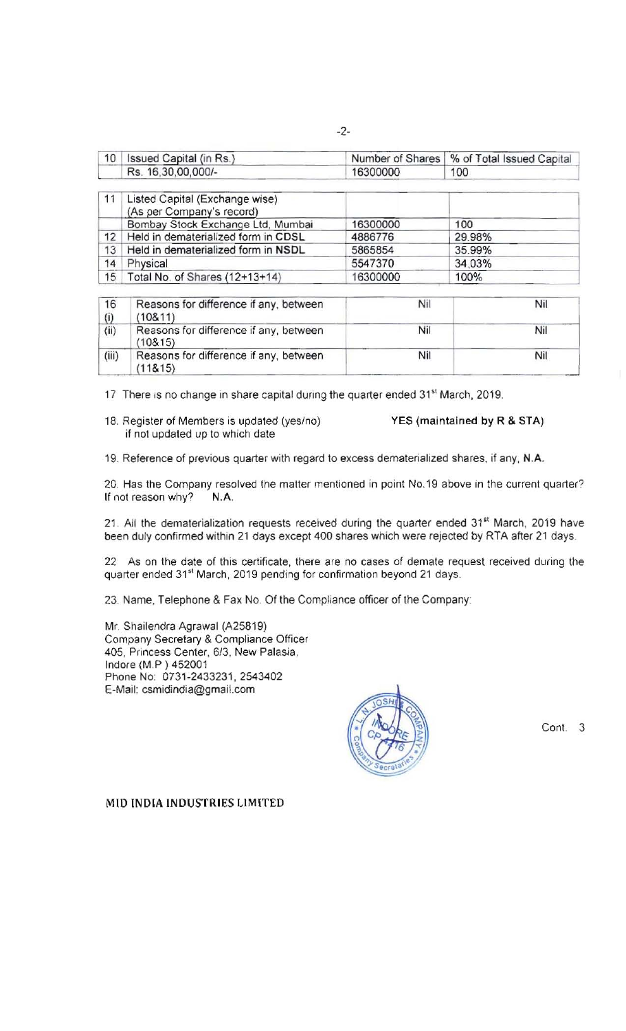| 10 | Issued Capital (in Rs.) | Number of Shares | % of Total Issued Capital |
|---|---|---|---|
| | Rs. 16,30,00,000/- | 16300000 | 100 |

| 11 | Listed Capital (Exchange wise) (As per Company's record) | | |
|---|---|---|---|
| | Bombay Stock Exchange Ltd, Mumbai | 16300000 | 100 |
| 12 | Held in dematerialized form in **CDSL** | 4886776 | 29.98% |
| 13 | Held in dematerialized form in **NSDL** | 5865854 | 35.99% |
| 14 | Physical | 5547370 | 34.03% |
| 15 | Total No. of Shares (12+13+14) | 16300000 | 100% |

| 16 (i) | Reasons for difference if any, between (10&11) | Nil | Nil |
|---|---|---|---|
| (ii) | Reasons for difference if any, between (10&15) | Nil | Nil |
| (iii) | Reasons for difference if any, between (11&15) | Nil | Nil |

17 There is no change in share capital during the quarter ended 31st March, 2019.

18. Register of Members is updated (yes/no) if not updated up to which date **YES (maintained by R & STA)**

19. Reference of previous quarter with regard to excess dematerialized shares, if any, **N.A.**

20. Has the Company resolved the matter mentioned in point No.19 above in the current quarter? If not reason why? **N.A.**

21. All the dematerialization requests received during the quarter ended 31st March, 2019 have been duly confirmed within 21 days except 400 shares which were rejected by RTA after 21 days.

22 As on the date of this certificate, there are no cases of demate request received during the quarter ended 31st March, 2019 pending for confirmation beyond 21 days.

23. Name, Telephone & Fax No. Of the Compliance officer of the Company:

Mr. Shailendra Agrawal (A25819)
Company Secretary & Compliance Officer
405, Princess Center, 6/3, New Palasia,
Indore (M.P.) 452001
Phone No: 0731-2433231, 2543402
E-Mail: csmidindia@gmail.com

Cont. 3

**MID INDIA INDUSTRIES LIMITED**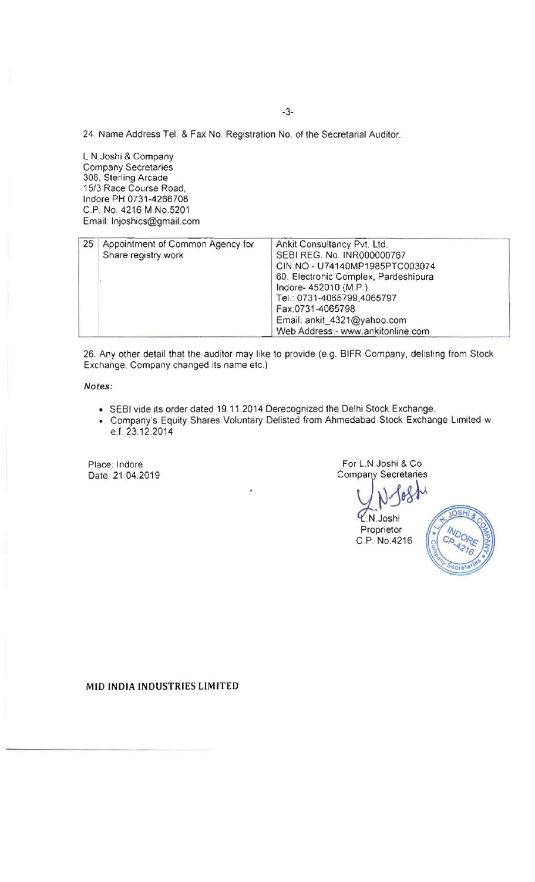24. Name Address Tel. & Fax No. Registration No. of the Secretarial Auditor.

L N.Joshi & Company
Company Secretaries
306, Sterling Arcade
15/3 Race Course Road,
Indore PH 0731-4266708
C.P. No. 4216 M.No.5201
Email: lnjoshics@gmail.com

| | | |
|---|---|---|
| 25 | Appointment of Common Agency for Share registry work | Ankit Consultancy Pvt. Ltd.<br>SEBI REG. No. INR000000767<br>CIN NO - U74140MP1985PTC003074<br>60, Electronic Complex, Pardeshipura<br>Indore- 452010 (M.P.)<br>Tel.: 0731-4065799,4065797<br>Fax:0731-4065798<br>Email: ankit_4321@yahoo.com<br>Web Address:- www.ankitonline.com |

26. Any other detail that the auditor may like to provide (e.g. BIFR Company, delisting from Stock Exchange, Company changed its name etc.)

*Notes:*

- SEBI vide its order dated 19.11.2014 Derecognized the Delhi Stock Exchange.
- Company's Equity Shares Voluntary Delisted from Ahmedabad Stock Exchange Limited w. e.f. 23.12.2014

Place: Indore
Date: 21.04.2019

For L.N.Joshi & Co.
Company Secretaries

L.N.Joshi
Proprietor
C.P. No.4216

MID INDIA INDUSTRIES LIMITED